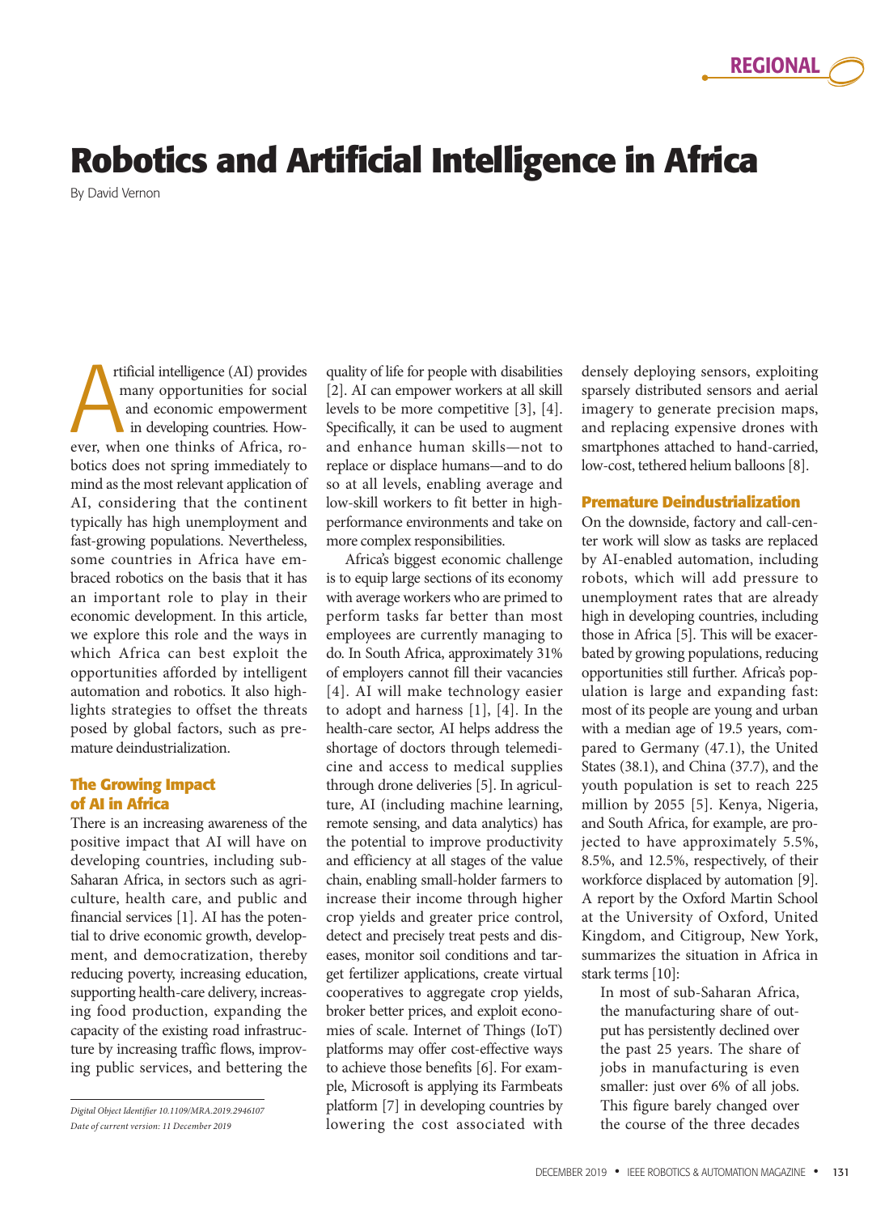REGIONAL

# Robotics and Artificial Intelligence in Africa

By David Vernon

Artificial intelligence (AI) provides many opportunities for social and economic empowerment in developing countries. However, when one thinks of Africa, robotics does not spring immediately to mind as the most relevant application of AI, considering that the continent typically has high unemployment and fast-growing populations. Nevertheless, some countries in Africa have embraced robotics on the basis that it has an important role to play in their economic development. In this article, we explore this role and the ways in which Africa can best exploit the opportunities afforded by intelligent automation and robotics. It also highlights strategies to offset the threats posed by global factors, such as premature deindustrialization.

## The Growing Impact of AI in Africa

There is an increasing awareness of the positive impact that AI will have on developing countries, including sub-Saharan Africa, in sectors such as agriculture, health care, and public and financial services [1]. AI has the potential to drive economic growth, development, and democratization, thereby reducing poverty, increasing education, supporting health-care delivery, increasing food production, expanding the capacity of the existing road infrastructure by increasing traffic flows, improving public services, and bettering the quality of life for people with disabilities [2]. AI can empower workers at all skill levels to be more competitive [3], [4]. Specifically, it can be used to augment and enhance human skills—not to replace or displace humans—and to do so at all levels, enabling average and low-skill workers to fit better in high-performance environments and take on more complex responsibilities.

Africa's biggest economic challenge is to equip large sections of its economy with average workers who are primed to perform tasks far better than most employees are currently managing to do. In South Africa, approximately 31% of employers cannot fill their vacancies [4]. AI will make technology easier to adopt and harness [1], [4]. In the health-care sector, AI helps address the shortage of doctors through telemedicine and access to medical supplies through drone deliveries [5]. In agriculture, AI (including machine learning, remote sensing, and data analytics) has the potential to improve productivity and efficiency at all stages of the value chain, enabling small-holder farmers to increase their income through higher crop yields and greater price control, detect and precisely treat pests and diseases, monitor soil conditions and target fertilizer applications, create virtual cooperatives to aggregate crop yields, broker better prices, and exploit economies of scale. Internet of Things (IoT) platforms may offer cost-effective ways to achieve those benefits [6]. For example, Microsoft is applying its Farmbeats platform [7] in developing countries by lowering the cost associated with densely deploying sensors, exploiting sparsely distributed sensors and aerial imagery to generate precision maps, and replacing expensive drones with smartphones attached to hand-carried, low-cost, tethered helium balloons [8].

## Premature Deindustrialization

On the downside, factory and call-center work will slow as tasks are replaced by AI-enabled automation, including robots, which will add pressure to unemployment rates that are already high in developing countries, including those in Africa [5]. This will be exacerbated by growing populations, reducing opportunities still further. Africa's population is large and expanding fast: most of its people are young and urban with a median age of 19.5 years, compared to Germany (47.1), the United States (38.1), and China (37.7), and the youth population is set to reach 225 million by 2055 [5]. Kenya, Nigeria, and South Africa, for example, are projected to have approximately 5.5%, 8.5%, and 12.5%, respectively, of their workforce displaced by automation [9]. A report by the Oxford Martin School at the University of Oxford, United Kingdom, and Citigroup, New York, summarizes the situation in Africa in stark terms [10]:

> In most of sub-Saharan Africa, the manufacturing share of output has persistently declined over the past 25 years. The share of jobs in manufacturing is even smaller: just over 6% of all jobs. This figure barely changed over the course of the three decades

*Digital Object Identifier 10.1109/MRA.2019.2946107*
*Date of current version: 11 December 2019*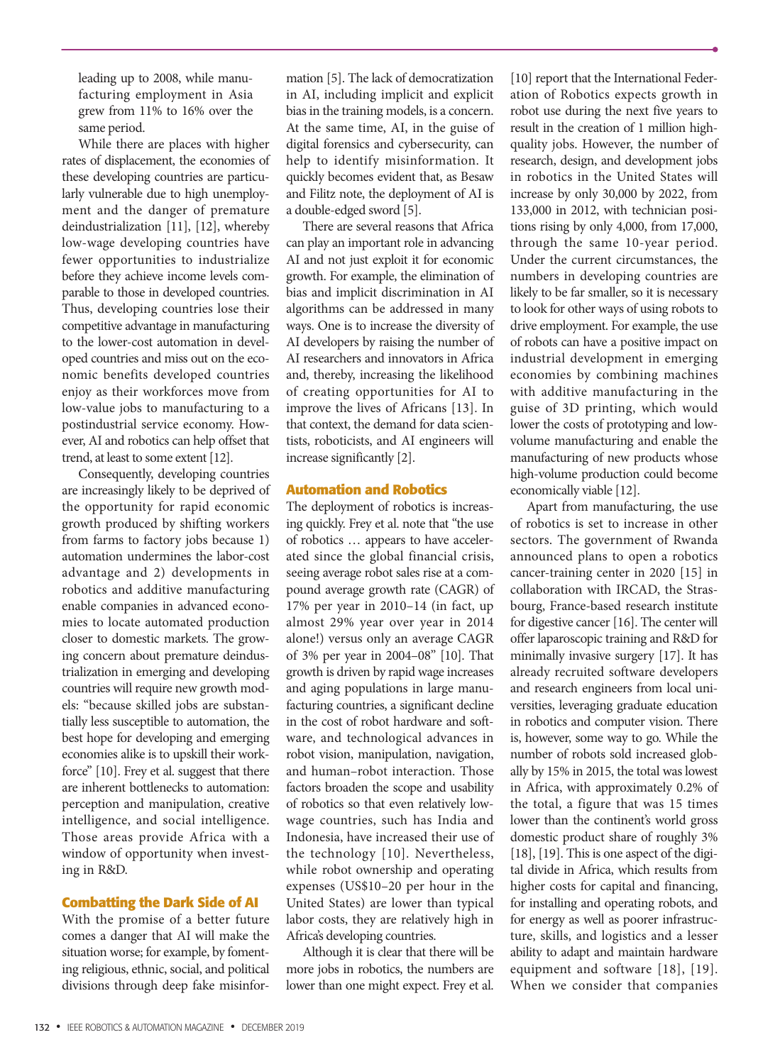leading up to 2008, while manufacturing employment in Asia grew from 11% to 16% over the same period.

While there are places with higher rates of displacement, the economies of these developing countries are particularly vulnerable due to high unemployment and the danger of premature deindustrialization [11], [12], whereby low-wage developing countries have fewer opportunities to industrialize before they achieve income levels comparable to those in developed countries. Thus, developing countries lose their competitive advantage in manufacturing to the lower-cost automation in developed countries and miss out on the economic benefits developed countries enjoy as their workforces move from low-value jobs to manufacturing to a postindustrial service economy. However, AI and robotics can help offset that trend, at least to some extent [12].

Consequently, developing countries are increasingly likely to be deprived of the opportunity for rapid economic growth produced by shifting workers from farms to factory jobs because 1) automation undermines the labor-cost advantage and 2) developments in robotics and additive manufacturing enable companies in advanced economies to locate automated production closer to domestic markets. The growing concern about premature deindustrialization in emerging and developing countries will require new growth models: "because skilled jobs are substantially less susceptible to automation, the best hope for developing and emerging economies alike is to upskill their workforce" [10]. Frey et al. suggest that there are inherent bottlenecks to automation: perception and manipulation, creative intelligence, and social intelligence. Those areas provide Africa with a window of opportunity when investing in R&D.

## Combatting the Dark Side of AI

With the promise of a better future comes a danger that AI will make the situation worse; for example, by fomenting religious, ethnic, social, and political divisions through deep fake misinformation [5]. The lack of democratization in AI, including implicit and explicit bias in the training models, is a concern. At the same time, AI, in the guise of digital forensics and cybersecurity, can help to identify misinformation. It quickly becomes evident that, as Besaw and Filitz note, the deployment of AI is a double-edged sword [5].

There are several reasons that Africa can play an important role in advancing AI and not just exploit it for economic growth. For example, the elimination of bias and implicit discrimination in AI algorithms can be addressed in many ways. One is to increase the diversity of AI developers by raising the number of AI researchers and innovators in Africa and, thereby, increasing the likelihood of creating opportunities for AI to improve the lives of Africans [13]. In that context, the demand for data scientists, roboticists, and AI engineers will increase significantly [2].

## Automation and Robotics

The deployment of robotics is increasing quickly. Frey et al. note that "the use of robotics … appears to have accelerated since the global financial crisis, seeing average robot sales rise at a compound average growth rate (CAGR) of 17% per year in 2010–14 (in fact, up almost 29% year over year in 2014 alone!) versus only an average CAGR of 3% per year in 2004–08" [10]. That growth is driven by rapid wage increases and aging populations in large manufacturing countries, a significant decline in the cost of robot hardware and software, and technological advances in robot vision, manipulation, navigation, and human–robot interaction. Those factors broaden the scope and usability of robotics so that even relatively low-wage countries, such has India and Indonesia, have increased their use of the technology [10]. Nevertheless, while robot ownership and operating expenses (US$10–20 per hour in the United States) are lower than typical labor costs, they are relatively high in Africa's developing countries.

Although it is clear that there will be more jobs in robotics, the numbers are lower than one might expect. Frey et al. [10] report that the International Federation of Robotics expects growth in robot use during the next five years to result in the creation of 1 million high-quality jobs. However, the number of research, design, and development jobs in robotics in the United States will increase by only 30,000 by 2022, from 133,000 in 2012, with technician positions rising by only 4,000, from 17,000, through the same 10-year period. Under the current circumstances, the numbers in developing countries are likely to be far smaller, so it is necessary to look for other ways of using robots to drive employment. For example, the use of robots can have a positive impact on industrial development in emerging economies by combining machines with additive manufacturing in the guise of 3D printing, which would lower the costs of prototyping and low-volume manufacturing and enable the manufacturing of new products whose high-volume production could become economically viable [12].

Apart from manufacturing, the use of robotics is set to increase in other sectors. The government of Rwanda announced plans to open a robotics cancer-training center in 2020 [15] in collaboration with IRCAD, the Strasbourg, France-based research institute for digestive cancer [16]. The center will offer laparoscopic training and R&D for minimally invasive surgery [17]. It has already recruited software developers and research engineers from local universities, leveraging graduate education in robotics and computer vision. There is, however, some way to go. While the number of robots sold increased globally by 15% in 2015, the total was lowest in Africa, with approximately 0.2% of the total, a figure that was 15 times lower than the continent's world gross domestic product share of roughly 3% [18], [19]. This is one aspect of the digital divide in Africa, which results from higher costs for capital and financing, for installing and operating robots, and for energy as well as poorer infrastructure, skills, and logistics and a lesser ability to adapt and maintain hardware equipment and software [18], [19]. When we consider that companies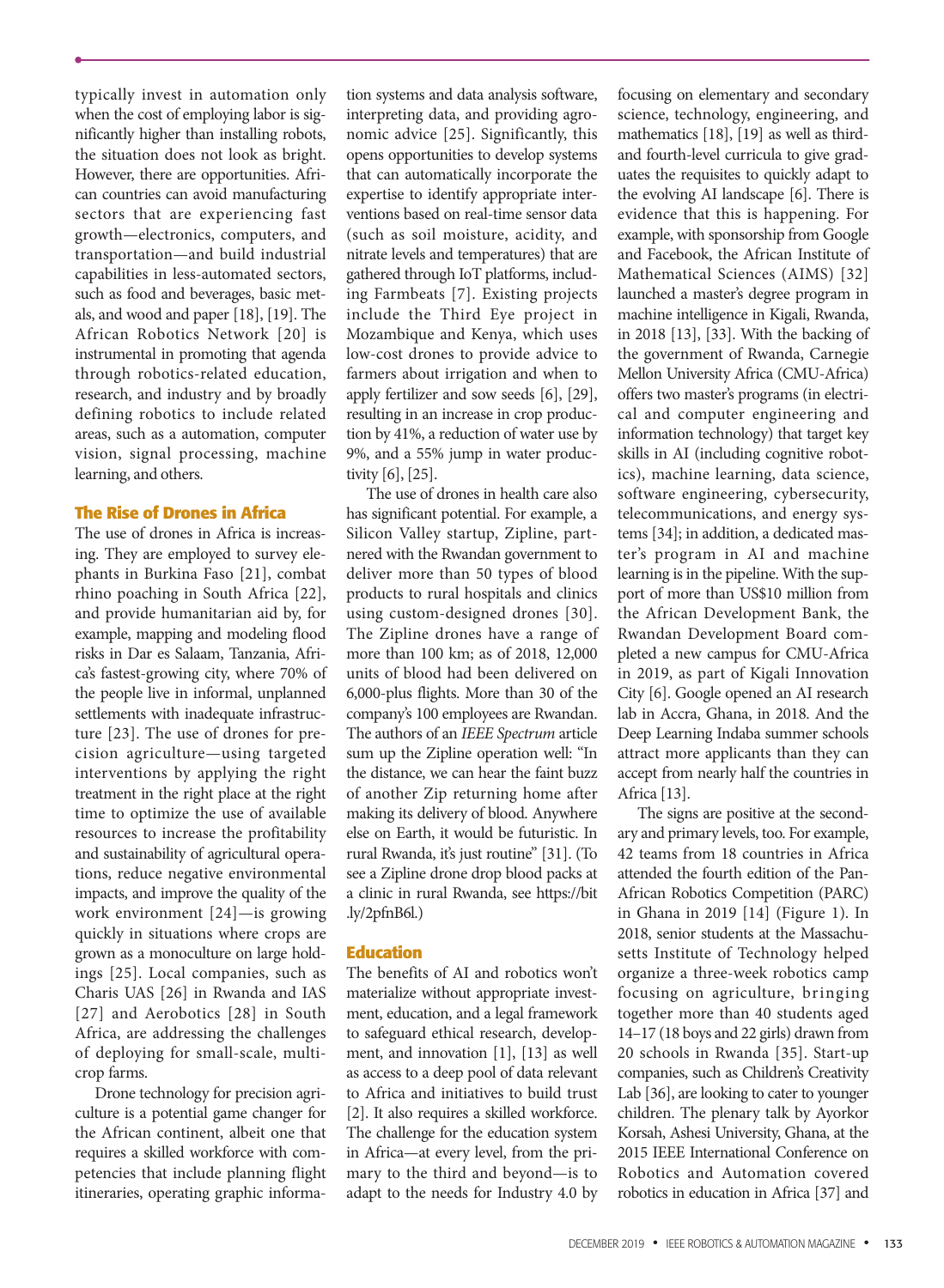typically invest in automation only when the cost of employing labor is significantly higher than installing robots, the situation does not look as bright. However, there are opportunities. African countries can avoid manufacturing sectors that are experiencing fast growth—electronics, computers, and transportation—and build industrial capabilities in less-automated sectors, such as food and beverages, basic metals, and wood and paper [18], [19]. The African Robotics Network [20] is instrumental in promoting that agenda through robotics-related education, research, and industry and by broadly defining robotics to include related areas, such as a automation, computer vision, signal processing, machine learning, and others.

## The Rise of Drones in Africa

The use of drones in Africa is increasing. They are employed to survey elephants in Burkina Faso [21], combat rhino poaching in South Africa [22], and provide humanitarian aid by, for example, mapping and modeling flood risks in Dar es Salaam, Tanzania, Africa's fastest-growing city, where 70% of the people live in informal, unplanned settlements with inadequate infrastructure [23]. The use of drones for precision agriculture—using targeted interventions by applying the right treatment in the right place at the right time to optimize the use of available resources to increase the profitability and sustainability of agricultural operations, reduce negative environmental impacts, and improve the quality of the work environment [24]—is growing quickly in situations where crops are grown as a monoculture on large holdings [25]. Local companies, such as Charis UAS [26] in Rwanda and IAS [27] and Aerobotics [28] in South Africa, are addressing the challenges of deploying for small-scale, multicrop farms.

Drone technology for precision agriculture is a potential game changer for the African continent, albeit one that requires a skilled workforce with competencies that include planning flight itineraries, operating graphic information systems and data analysis software, interpreting data, and providing agronomic advice [25]. Significantly, this opens opportunities to develop systems that can automatically incorporate the expertise to identify appropriate interventions based on real-time sensor data (such as soil moisture, acidity, and nitrate levels and temperatures) that are gathered through IoT platforms, including Farmbeats [7]. Existing projects include the Third Eye project in Mozambique and Kenya, which uses low-cost drones to provide advice to farmers about irrigation and when to apply fertilizer and sow seeds [6], [29], resulting in an increase in crop production by 41%, a reduction of water use by 9%, and a 55% jump in water productivity [6], [25].

The use of drones in health care also has significant potential. For example, a Silicon Valley startup, Zipline, partnered with the Rwandan government to deliver more than 50 types of blood products to rural hospitals and clinics using custom-designed drones [30]. The Zipline drones have a range of more than 100 km; as of 2018, 12,000 units of blood had been delivered on 6,000-plus flights. More than 30 of the company's 100 employees are Rwandan. The authors of an *IEEE Spectrum* article sum up the Zipline operation well: "In the distance, we can hear the faint buzz of another Zip returning home after making its delivery of blood. Anywhere else on Earth, it would be futuristic. In rural Rwanda, it's just routine" [31]. (To see a Zipline drone drop blood packs at a clinic in rural Rwanda, see https://bit.ly/2pfnB6l.)

## Education

The benefits of AI and robotics won't materialize without appropriate investment, education, and a legal framework to safeguard ethical research, development, and innovation [1], [13] as well as access to a deep pool of data relevant to Africa and initiatives to build trust [2]. It also requires a skilled workforce. The challenge for the education system in Africa—at every level, from the primary to the third and beyond—is to adapt to the needs for Industry 4.0 by focusing on elementary and secondary science, technology, engineering, and mathematics [18], [19] as well as third- and fourth-level curricula to give graduates the requisites to quickly adapt to the evolving AI landscape [6]. There is evidence that this is happening. For example, with sponsorship from Google and Facebook, the African Institute of Mathematical Sciences (AIMS) [32] launched a master's degree program in machine intelligence in Kigali, Rwanda, in 2018 [13], [33]. With the backing of the government of Rwanda, Carnegie Mellon University Africa (CMU-Africa) offers two master's programs (in electrical and computer engineering and information technology) that target key skills in AI (including cognitive robotics), machine learning, data science, software engineering, cybersecurity, telecommunications, and energy systems [34]; in addition, a dedicated master's program in AI and machine learning is in the pipeline. With the support of more than US$10 million from the African Development Bank, the Rwandan Development Board completed a new campus for CMU-Africa in 2019, as part of Kigali Innovation City [6]. Google opened an AI research lab in Accra, Ghana, in 2018. And the Deep Learning Indaba summer schools attract more applicants than they can accept from nearly half the countries in Africa [13].

The signs are positive at the secondary and primary levels, too. For example, 42 teams from 18 countries in Africa attended the fourth edition of the Pan-African Robotics Competition (PARC) in Ghana in 2019 [14] (Figure 1). In 2018, senior students at the Massachusetts Institute of Technology helped organize a three-week robotics camp focusing on agriculture, bringing together more than 40 students aged 14–17 (18 boys and 22 girls) drawn from 20 schools in Rwanda [35]. Start-up companies, such as Children's Creativity Lab [36], are looking to cater to younger children. The plenary talk by Ayorkor Korsah, Ashesi University, Ghana, at the 2015 IEEE International Conference on Robotics and Automation covered robotics in education in Africa [37] and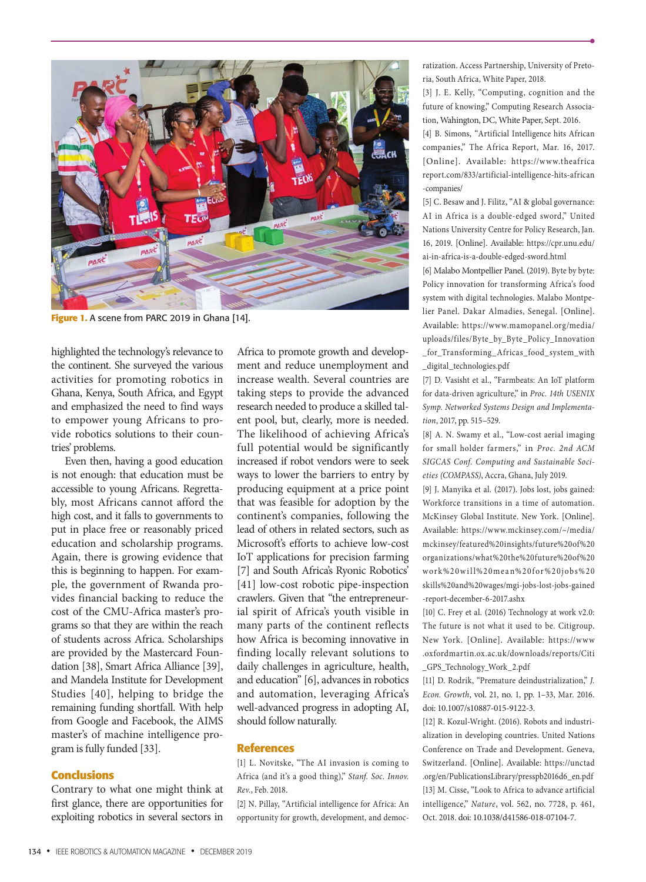Figure 1. A scene from PARC 2019 in Ghana [14].

highlighted the technology's relevance to the continent. She surveyed the various activities for promoting robotics in Ghana, Kenya, South Africa, and Egypt and emphasized the need to find ways to empower young Africans to provide robotics solutions to their countries' problems.

Even then, having a good education is not enough: that education must be accessible to young Africans. Regrettably, most Africans cannot afford the high cost, and it falls to governments to put in place free or reasonably priced education and scholarship programs. Again, there is growing evidence that this is beginning to happen. For example, the government of Rwanda provides financial backing to reduce the cost of the CMU-Africa master's programs so that they are within the reach of students across Africa. Scholarships are provided by the Mastercard Foundation [38], Smart Africa Alliance [39], and Mandela Institute for Development Studies [40], helping to bridge the remaining funding shortfall. With help from Google and Facebook, the AIMS master's of machine intelligence program is fully funded [33].

## Conclusions

Contrary to what one might think at first glance, there are opportunities for exploiting robotics in several sectors in Africa to promote growth and development and reduce unemployment and increase wealth. Several countries are taking steps to provide the advanced research needed to produce a skilled talent pool, but, clearly, more is needed. The likelihood of achieving Africa's full potential would be significantly increased if robot vendors were to seek ways to lower the barriers to entry by producing equipment at a price point that was feasible for adoption by the continent's companies, following the lead of others in related sectors, such as Microsoft's efforts to achieve low-cost IoT applications for precision farming [7] and South Africa's Ryonic Robotics' [41] low-cost robotic pipe-inspection crawlers. Given that "the entrepreneurial spirit of Africa's youth visible in many parts of the continent reflects how Africa is becoming innovative in finding locally relevant solutions to daily challenges in agriculture, health, and education" [6], advances in robotics and automation, leveraging Africa's well-advanced progress in adopting AI, should follow naturally.

## References

[1] L. Novitske, "The AI invasion is coming to Africa (and it's a good thing)," *Stanf. Soc. Innov. Rev.*, Feb. 2018.

[2] N. Pillay, "Artificial intelligence for Africa: An opportunity for growth, development, and democratization. Access Partnership, University of Pretoria, South Africa, White Paper, 2018.

[3] J. E. Kelly, "Computing, cognition and the future of knowing," Computing Research Association, Wahington, DC, White Paper, Sept. 2016.

[4] B. Simons, "Artificial Intelligence hits African companies," The Africa Report, Mar. 16, 2017. [Online]. Available: https://www.theafricareport.com/833/artificial-intelligence-hits-african-companies/

[5] C. Besaw and J. Filitz, "AI & global governance: AI in Africa is a double-edged sword," United Nations University Centre for Policy Research, Jan. 16, 2019. [Online]. Available: https://cpr.unu.edu/ai-in-africa-is-a-double-edged-sword.html

[6] Malabo Montpellier Panel. (2019). Byte by byte: Policy innovation for transforming Africa's food system with digital technologies. Malabo Montpellier Panel. Dakar Almadies, Senegal. [Online]. Available: https://www.mamopanel.org/media/uploads/files/Byte_by_Byte_Policy_Innovation_for_Transforming_Africas_food_system_with_digital_technologies.pdf

[7] D. Vasisht et al., "Farmbeats: An IoT platform for data-driven agriculture," in *Proc. 14th USENIX Symp. Networked Systems Design and Implementation*, 2017, pp. 515–529.

[8] A. N. Swamy et al., "Low-cost aerial imaging for small holder farmers," in *Proc. 2nd ACM SIGCAS Conf. Computing and Sustainable Societies (COMPASS)*, Accra, Ghana, July 2019.

[9] J. Manyika et al. (2017). Jobs lost, jobs gained: Workforce transitions in a time of automation. McKinsey Global Institute. New York. [Online]. Available: https://www.mckinsey.com/~/media/mckinsey/featured%20insights/future%20of%20organizations/what%20the%20future%20of%20work%20will%20mean%20for%20jobs%20skills%20and%20wages/mgi-jobs-lost-jobs-gained-report-december-6-2017.ashx

[10] C. Frey et al. (2016) Technology at work v2.0: The future is not what it used to be. Citigroup. New York. [Online]. Available: https://www.oxfordmartin.ox.ac.uk/downloads/reports/Citi_GPS_Technology_Work_2.pdf

[11] D. Rodrik, "Premature deindustrialization," *J. Econ. Growth*, vol. 21, no. 1, pp. 1–33, Mar. 2016. doi: 10.1007/s10887-015-9122-3.

[12] R. Kozul-Wright. (2016). Robots and industrialization in developing countries. United Nations Conference on Trade and Development. Geneva, Switzerland. [Online]. Available: https://unctad.org/en/PublicationsLibrary/presspb2016d6_en.pdf

[13] M. Cisse, "Look to Africa to advance artificial intelligence," *Nature*, vol. 562, no. 7728, p. 461, Oct. 2018. doi: 10.1038/d41586-018-07104-7.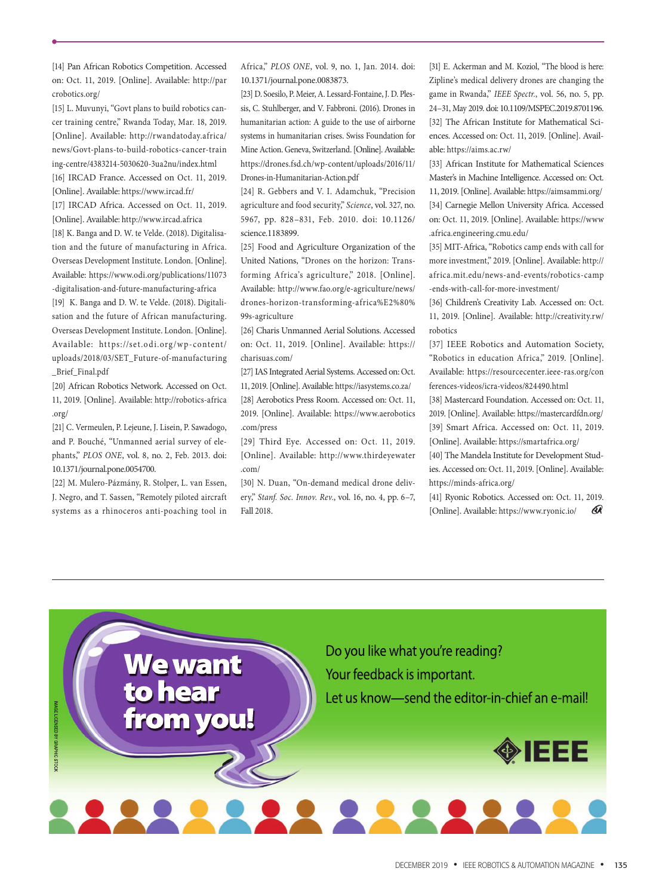[14] Pan African Robotics Competition. Accessed on: Oct. 11, 2019. [Online]. Available: http://parcrobotics.org/

[15] L. Muvunyi, "Govt plans to build robotics cancer training centre," Rwanda Today, Mar. 18, 2019. [Online]. Available: http://rwandatoday.africa/news/Govt-plans-to-build-robotics-cancer-training-centre/4383214-5030620-3ua2nu/index.html

[16] IRCAD France. Accessed on Oct. 11, 2019. [Online]. Available: https://www.ircad.fr/

[17] IRCAD Africa. Accessed on Oct. 11, 2019. [Online]. Available: http://www.ircad.africa

[18] K. Banga and D. W. te Velde. (2018). Digitalisation and the future of manufacturing in Africa. Overseas Development Institute. London. [Online]. Available: https://www.odi.org/publications/11073-digitalisation-and-future-manufacturing-africa

[19] K. Banga and D. W. te Velde. (2018). Digitalisation and the future of African manufacturing. Overseas Development Institute. London. [Online]. Available: https://set.odi.org/wp-content/uploads/2018/03/SET_Future-of-manufacturing_Brief_Final.pdf

[20] African Robotics Network. Accessed on Oct. 11, 2019. [Online]. Available: http://robotics-africa.org/

[21] C. Vermeulen, P. Lejeune, J. Lisein, P. Sawadogo, and P. Bouché, "Unmanned aerial survey of elephants," *PLOS ONE*, vol. 8, no. 2, Feb. 2013. doi: 10.1371/journal.pone.0054700.

[22] M. Mulero-Pázmány, R. Stolper, L. van Essen, J. Negro, and T. Sassen, "Remotely piloted aircraft systems as a rhinoceros anti-poaching tool in Africa," *PLOS ONE*, vol. 9, no. 1, Jan. 2014. doi: 10.1371/journal.pone.0083873.

[23] D. Soesilo, P. Meier, A. Lessard-Fontaine, J. D. Plessis, C. Stuhlberger, and V. Fabbroni. (2016). Drones in humanitarian action: A guide to the use of airborne systems in humanitarian crises. Swiss Foundation for Mine Action. Geneva, Switzerland. [Online]. Available: https://drones.fsd.ch/wp-content/uploads/2016/11/Drones-in-Humanitarian-Action.pdf

[24] R. Gebbers and V. I. Adamchuk, "Precision agriculture and food security," *Science*, vol. 327, no. 5967, pp. 828–831, Feb. 2010. doi: 10.1126/science.1183899.

[25] Food and Agriculture Organization of the United Nations, "Drones on the horizon: Transforming Africa's agriculture," 2018. [Online]. Available: http://www.fao.org/e-agriculture/news/drones-horizon-transforming-africa%E2%80%99s-agriculture

[26] Charis Unmanned Aerial Solutions. Accessed on: Oct. 11, 2019. [Online]. Available: https://charisuas.com/

[27] IAS Integrated Aerial Systems. Accessed on: Oct. 11, 2019. [Online]. Available: https://iasystems.co.za/

[28] Aerobotics Press Room. Accessed on: Oct. 11, 2019. [Online]. Available: https://www.aerobotics.com/press

[29] Third Eye. Accessed on: Oct. 11, 2019. [Online]. Available: http://www.thirdeyewater.com/

[30] N. Duan, "On-demand medical drone delivery," *Stanf. Soc. Innov. Rev.*, vol. 16, no. 4, pp. 6–7, Fall 2018.

[31] E. Ackerman and M. Koziol, "The blood is here: Zipline's medical delivery drones are changing the game in Rwanda," *IEEE Spectr.*, vol. 56, no. 5, pp. 24–31, May 2019. doi: 10.1109/MSPEC.2019.8701196.

[32] The African Institute for Mathematical Sciences. Accessed on: Oct. 11, 2019. [Online]. Available: https://aims.ac.rw/

[33] African Institute for Mathematical Sciences Master's in Machine Intelligence. Accessed on: Oct. 11, 2019. [Online]. Available: https://aimsammi.org/

[34] Carnegie Mellon University Africa. Accessed on: Oct. 11, 2019. [Online]. Available: https://www.africa.engineering.cmu.edu/

[35] MIT-Africa, "Robotics camp ends with call for more investment," 2019. [Online]. Available: http://africa.mit.edu/news-and-events/robotics-camp-ends-with-call-for-more-investment/

[36] Children's Creativity Lab. Accessed on: Oct. 11, 2019. [Online]. Available: http://creativity.rw/robotics

[37] IEEE Robotics and Automation Society, "Robotics in education Africa," 2019. [Online]. Available: https://resourcecenter.ieee-ras.org/conferences-videos/icra-videos/824490.html

[38] Mastercard Foundation. Accessed on: Oct. 11, 2019. [Online]. Available: https://mastercardfdn.org/

[39] Smart Africa. Accessed on: Oct. 11, 2019. [Online]. Available: https://smartafrica.org/

[40] The Mandela Institute for Development Studies. Accessed on: Oct. 11, 2019. [Online]. Available: https://minds-africa.org/

[41] Ryonic Robotics. Accessed on: Oct. 11, 2019. [Online]. Available: https://www.ryonic.io/

**We want to hear from you!**

Do you like what you're reading?
Your feedback is important.
Let us know—send the editor-in-chief an e-mail!

IEEE

IMAGE LICENSED BY GRAPHIC STOCK